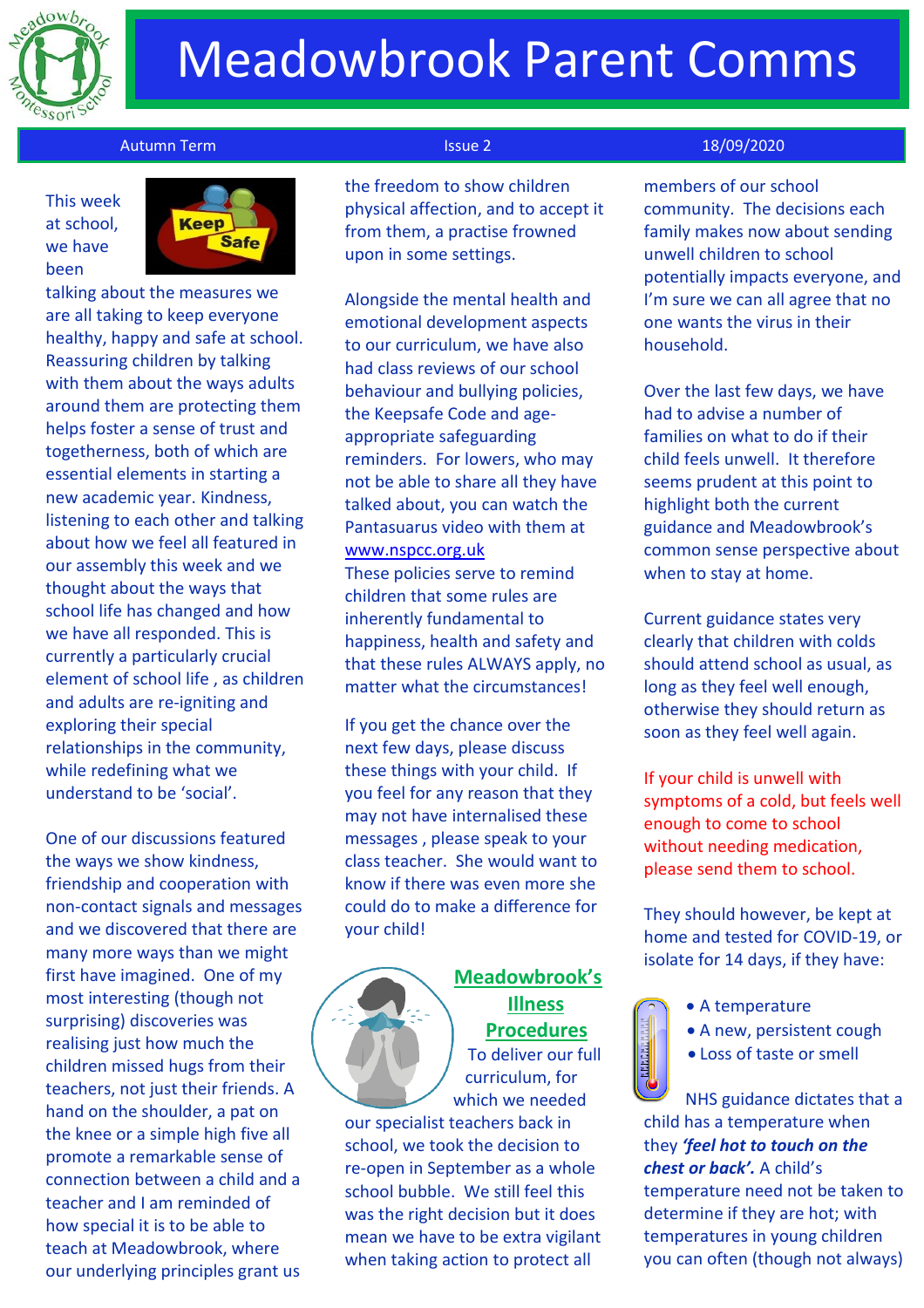# Meadowbrook Parent Comms

Autumn Term | Issue 2 | 18/09/2020

This week at school, we have been talking about the measures we are all taking to keep everyone healthy, happy and safe at school. Reassuring children by talking with them about the ways adults around them are protecting them helps foster a sense of trust and togetherness, both of which are essential elements in starting a new academic year. Kindness, listening to each other and talking about how we feel all featured in our assembly this week and we thought about the ways that school life has changed and how we have all responded. This is currently a particularly crucial element of school life , as children and adults are re-igniting and exploring their special relationships in the community, while redefining what we understand to be 'social'.

One of our discussions featured the ways we show kindness, friendship and cooperation with non-contact signals and messages and we discovered that there are many more ways than we might first have imagined. One of my most interesting (though not surprising) discoveries was realising just how much the children missed hugs from their teachers, not just their friends. A hand on the shoulder, a pat on the knee or a simple high five all promote a remarkable sense of connection between a child and a teacher and I am reminded of how special it is to be able to teach at Meadowbrook, where our underlying principles grant us the freedom to show children physical affection, and to accept it from them, a practise frowned upon in some settings.

Alongside the mental health and emotional development aspects to our curriculum, we have also had class reviews of our school behaviour and bullying policies, the Keepsafe Code and age-appropriate safeguarding reminders. For lowers, who may not be able to share all they have talked about, you can watch the Pantasuarus video with them at www.nspcc.org.uk
These policies serve to remind children that some rules are inherently fundamental to happiness, health and safety and that these rules ALWAYS apply, no matter what the circumstances!

If you get the chance over the next few days, please discuss these things with your child. If you feel for any reason that they may not have internalised these messages , please speak to your class teacher. She would want to know if there was even more she could do to make a difference for your child!

## Meadowbrook's Illness Procedures

To deliver our full curriculum, for which we needed our specialist teachers back in school, we took the decision to re-open in September as a whole school bubble. We still feel this was the right decision but it does mean we have to be extra vigilant when taking action to protect all members of our school community. The decisions each family makes now about sending unwell children to school potentially impacts everyone, and I'm sure we can all agree that no one wants the virus in their household.

Over the last few days, we have had to advise a number of families on what to do if their child feels unwell. It therefore seems prudent at this point to highlight both the current guidance and Meadowbrook's common sense perspective about when to stay at home.

Current guidance states very clearly that children with colds should attend school as usual, as long as they feel well enough, otherwise they should return as soon as they feel well again.

If your child is unwell with symptoms of a cold, but feels well enough to come to school without needing medication, please send them to school.

They should however, be kept at home and tested for COVID-19, or isolate for 14 days, if they have:

- A temperature
- A new, persistent cough
- Loss of taste or smell

NHS guidance dictates that a child has a temperature when they ***'feel hot to touch on the chest or back'.*** A child's temperature need not be taken to determine if they are hot; with temperatures in young children you can often (though not always)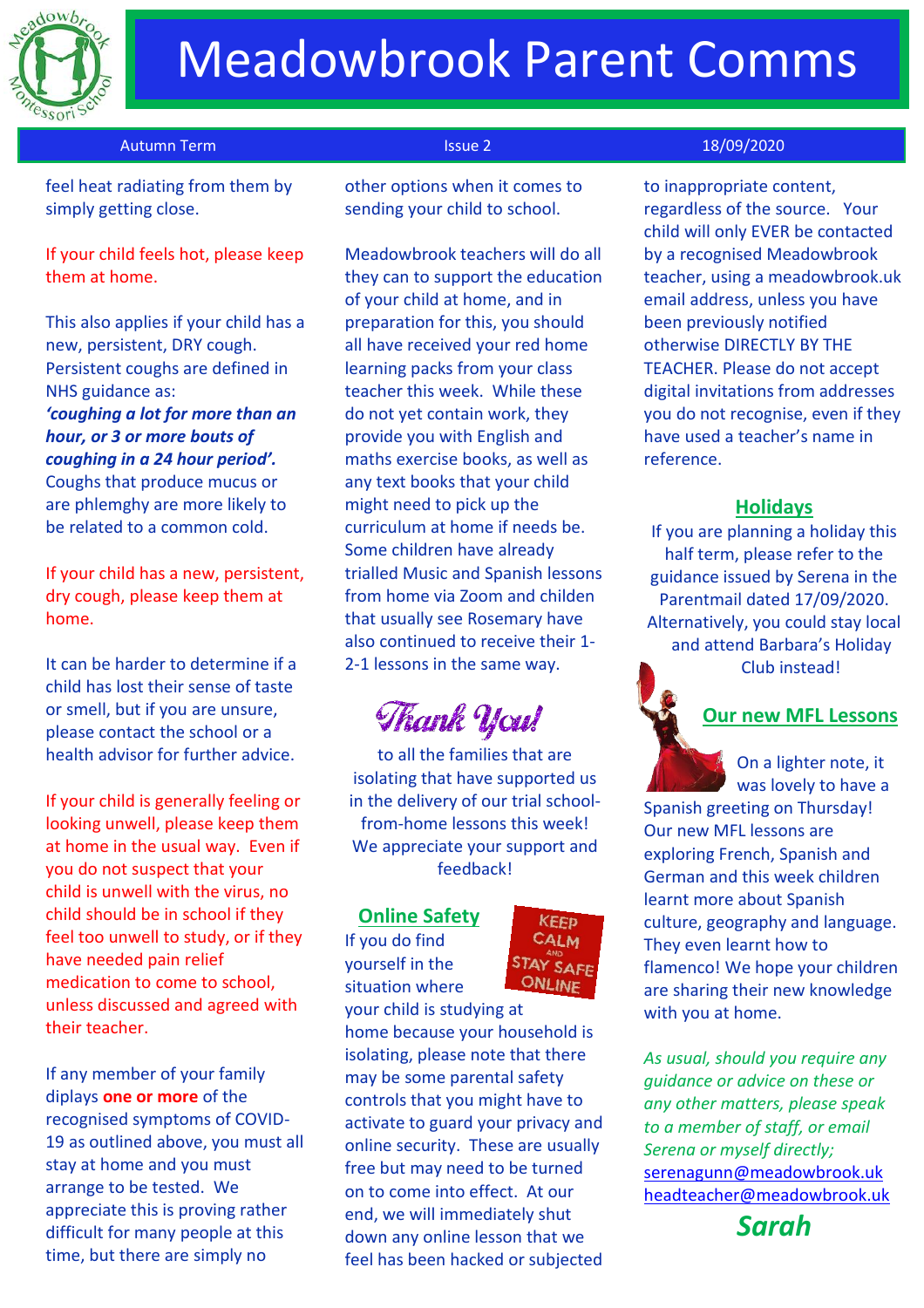# Meadowbrook Parent Comms

Autumn Term | Issue 2 | 18/09/2020

feel heat radiating from them by simply getting close.

If your child feels hot, please keep them at home.

This also applies if your child has a new, persistent, DRY cough. Persistent coughs are defined in NHS guidance as:
***'coughing a lot for more than an hour, or 3 or more bouts of coughing in a 24 hour period'.***
Coughs that produce mucus or are phlemghy are more likely to be related to a common cold.

If your child has a new, persistent, dry cough, please keep them at home.

It can be harder to determine if a child has lost their sense of taste or smell, but if you are unsure, please contact the school or a health advisor for further advice.

If your child is generally feeling or looking unwell, please keep them at home in the usual way. Even if you do not suspect that your child is unwell with the virus, no child should be in school if they feel too unwell to study, or if they have needed pain relief medication to come to school, unless discussed and agreed with their teacher.

If any member of your family diplays **one or more** of the recognised symptoms of COVID-19 as outlined above, you must all stay at home and you must arrange to be tested. We appreciate this is proving rather difficult for many people at this time, but there are simply no other options when it comes to sending your child to school.

Meadowbrook teachers will do all they can to support the education of your child at home, and in preparation for this, you should all have received your red home learning packs from your class teacher this week. While these do not yet contain work, they provide you with English and maths exercise books, as well as any text books that your child might need to pick up the curriculum at home if needs be. Some children have already trialled Music and Spanish lessons from home via Zoom and childen that usually see Rosemary have also continued to receive their 1-2-1 lessons in the same way.

*Thank You!*

to all the families that are isolating that have supported us in the delivery of our trial school-from-home lessons this week! We appreciate your support and feedback!

## Online Safety

KEEP CALM AND STAY SAFE ONLINE

If you do find yourself in the situation where your child is studying at home because your household is isolating, please note that there may be some parental safety controls that you might have to activate to guard your privacy and online security. These are usually free but may need to be turned on to come into effect. At our end, we will immediately shut down any online lesson that we feel has been hacked or subjected to inappropriate content, regardless of the source. Your child will only EVER be contacted by a recognised Meadowbrook teacher, using a meadowbrook.uk email address, unless you have been previously notified otherwise DIRECTLY BY THE TEACHER. Please do not accept digital invitations from addresses you do not recognise, even if they have used a teacher's name in reference.

## Holidays

If you are planning a holiday this half term, please refer to the guidance issued by Serena in the Parentmail dated 17/09/2020. Alternatively, you could stay local and attend Barbara's Holiday Club instead!

## Our new MFL Lessons

On a lighter note, it was lovely to have a Spanish greeting on Thursday! Our new MFL lessons are exploring French, Spanish and German and this week children learnt more about Spanish culture, geography and language. They even learnt how to flamenco! We hope your children are sharing their new knowledge with you at home.

*As usual, should you require any guidance or advice on these or any other matters, please speak to a member of staff, or email Serena or myself directly;*
serenagunn@meadowbrook.uk
headteacher@meadowbrook.uk

***Sarah***